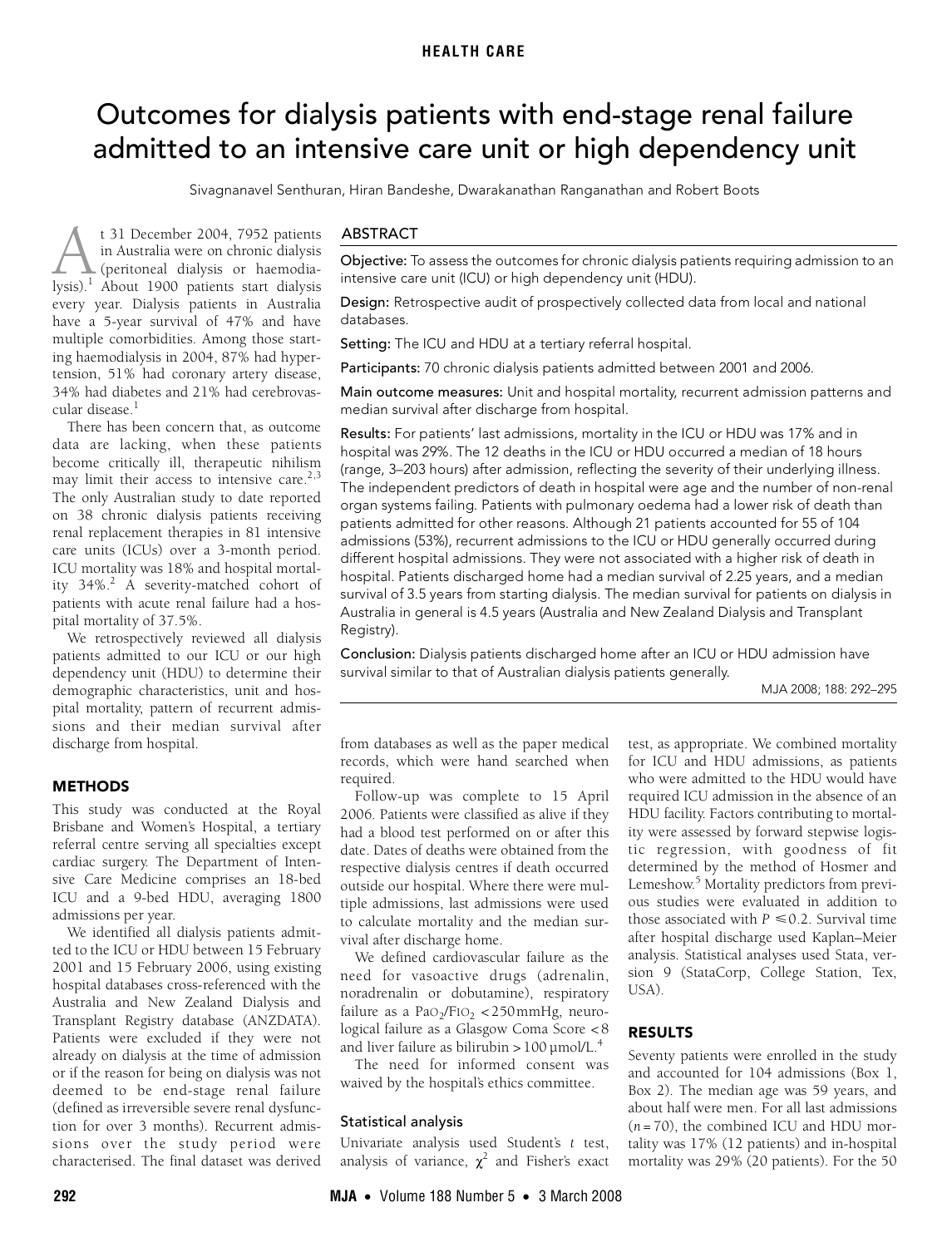HEALTH CARE

# Outcomes for dialysis patients with end-stage renal failure admitted to an intensive care unit or high dependency unit

Sivagnanavel Senthuran, Hiran Bandeshe, Dwarakanathan Ranganathan and Robert Boots

## ABSTRACT

**Objective:** To assess the outcomes for chronic dialysis patients requiring admission to an intensive care unit (ICU) or high dependency unit (HDU).

**Design:** Retrospective audit of prospectively collected data from local and national databases.

**Setting:** The ICU and HDU at a tertiary referral hospital.

**Participants:** 70 chronic dialysis patients admitted between 2001 and 2006.

**Main outcome measures:** Unit and hospital mortality, recurrent admission patterns and median survival after discharge from hospital.

**Results:** For patients' last admissions, mortality in the ICU or HDU was 17% and in hospital was 29%. The 12 deaths in the ICU or HDU occurred a median of 18 hours (range, 3–203 hours) after admission, reflecting the severity of their underlying illness. The independent predictors of death in hospital were age and the number of non-renal organ systems failing. Patients with pulmonary oedema had a lower risk of death than patients admitted for other reasons. Although 21 patients accounted for 55 of 104 admissions (53%), recurrent admissions to the ICU or HDU generally occurred during different hospital admissions. They were not associated with a higher risk of death in hospital. Patients discharged home had a median survival of 2.25 years, and a median survival of 3.5 years from starting dialysis. The median survival for patients on dialysis in Australia in general is 4.5 years (Australia and New Zealand Dialysis and Transplant Registry).

**Conclusion:** Dialysis patients discharged home after an ICU or HDU admission have survival similar to that of Australian dialysis patients generally.

MJA 2008; 188: 292–295

At 31 December 2004, 7952 patients in Australia were on chronic dialysis (peritoneal dialysis or haemodialysis).[1] About 1900 patients start dialysis every year. Dialysis patients in Australia have a 5-year survival of 47% and have multiple comorbidities. Among those starting haemodialysis in 2004, 87% had hypertension, 51% had coronary artery disease, 34% had diabetes and 21% had cerebrovascular disease.[1]

There has been concern that, as outcome data are lacking, when these patients become critically ill, therapeutic nihilism may limit their access to intensive care.[2,3] The only Australian study to date reported on 38 chronic dialysis patients receiving renal replacement therapies in 81 intensive care units (ICUs) over a 3-month period. ICU mortality was 18% and hospital mortality 34%.[2] A severity-matched cohort of patients with acute renal failure had a hospital mortality of 37.5%.

We retrospectively reviewed all dialysis patients admitted to our ICU or our high dependency unit (HDU) to determine their demographic characteristics, unit and hospital mortality, pattern of recurrent admissions and their median survival after discharge from hospital.

## METHODS

This study was conducted at the Royal Brisbane and Women's Hospital, a tertiary referral centre serving all specialties except cardiac surgery. The Department of Intensive Care Medicine comprises an 18-bed ICU and a 9-bed HDU, averaging 1800 admissions per year.

We identified all dialysis patients admitted to the ICU or HDU between 15 February 2001 and 15 February 2006, using existing hospital databases cross-referenced with the Australia and New Zealand Dialysis and Transplant Registry database (ANZDATA). Patients were excluded if they were not already on dialysis at the time of admission or if the reason for being on dialysis was not deemed to be end-stage renal failure (defined as irreversible severe renal dysfunction for over 3 months). Recurrent admissions over the study period were characterised. The final dataset was derived from databases as well as the paper medical records, which were hand searched when required.

Follow-up was complete to 15 April 2006. Patients were classified as alive if they had a blood test performed on or after this date. Dates of deaths were obtained from the respective dialysis centres if death occurred outside our hospital. Where there were multiple admissions, last admissions were used to calculate mortality and the median survival after discharge home.

We defined cardiovascular failure as the need for vasoactive drugs (adrenalin, noradrenalin or dobutamine), respiratory failure as a $PaO_2/FIO_2 < 250$ mmHg, neurological failure as a Glasgow Coma Score <8 and liver failure as bilirubin >100 µmol/L.[4]

The need for informed consent was waived by the hospital's ethics committee.

### Statistical analysis

Univariate analysis used Student's $t$ test, analysis of variance, $\chi^2$ and Fisher's exact test, as appropriate. We combined mortality for ICU and HDU admissions, as patients who were admitted to the HDU would have required ICU admission in the absence of an HDU facility. Factors contributing to mortality were assessed by forward stepwise logistic regression, with goodness of fit determined by the method of Hosmer and Lemeshow.[5] Mortality predictors from previous studies were evaluated in addition to those associated with $P \leq 0.2$. Survival time after hospital discharge used Kaplan–Meier analysis. Statistical analyses used Stata, version 9 (StataCorp, College Station, Tex, USA).

## RESULTS

Seventy patients were enrolled in the study and accounted for 104 admissions (Box 1, Box 2). The median age was 59 years, and about half were men. For all last admissions ($n = 70$), the combined ICU and HDU mortality was 17% (12 patients) and in-hospital mortality was 29% (20 patients). For the 50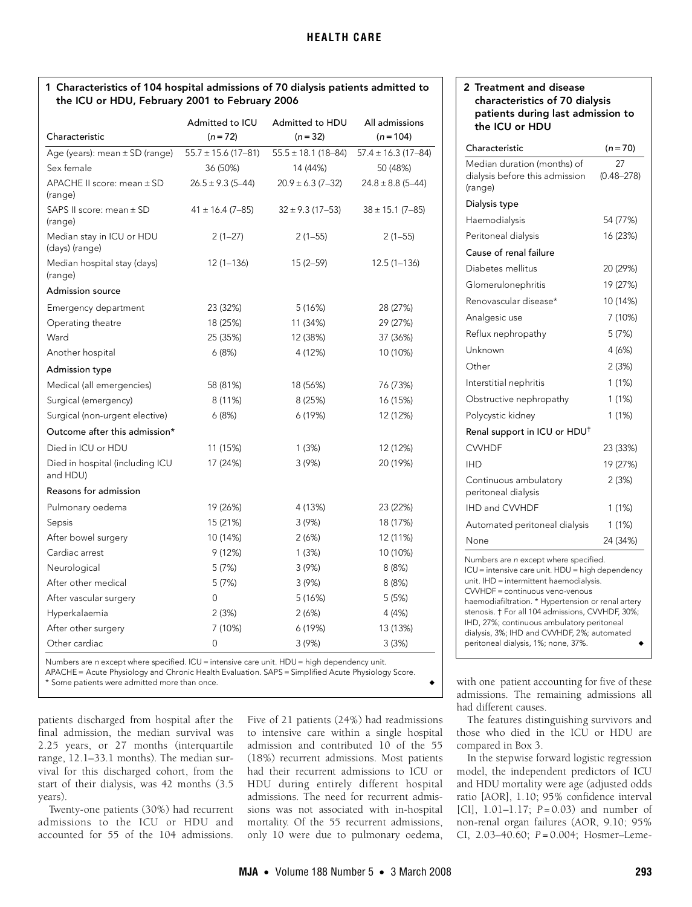**1 Characteristics of 104 hospital admissions of 70 dialysis patients admitted to the ICU or HDU, February 2001 to February 2006**

| Characteristic | Admitted to ICU ($n$ = 72) | Admitted to HDU ($n$ = 32) | All admissions ($n$ = 104) |
|---|---|---|---|
| Age (years): mean ± SD (range) | 55.7 ± 15.6 (17–81) | 55.5 ± 18.1 (18–84) | 57.4 ± 16.3 (17–84) |
| Sex female | 36 (50%) | 14 (44%) | 50 (48%) |
| APACHE II score: mean ± SD (range) | 26.5 ± 9.3 (5–44) | 20.9 ± 6.3 (7–32) | 24.8 ± 8.8 (5–44) |
| SAPS II score: mean ± SD (range) | 41 ± 16.4 (7–85) | 32 ± 9.3 (17–53) | 38 ± 15.1 (7–85) |
| Median stay in ICU or HDU (days) (range) | 2 (1–27) | 2 (1–55) | 2 (1–55) |
| Median hospital stay (days) (range) | 12 (1–136) | 15 (2–59) | 12.5 (1–136) |
| **Admission source** | | | |
| Emergency department | 23 (32%) | 5 (16%) | 28 (27%) |
| Operating theatre | 18 (25%) | 11 (34%) | 29 (27%) |
| Ward | 25 (35%) | 12 (38%) | 37 (36%) |
| Another hospital | 6 (8%) | 4 (12%) | 10 (10%) |
| **Admission type** | | | |
| Medical (all emergencies) | 58 (81%) | 18 (56%) | 76 (73%) |
| Surgical (emergency) | 8 (11%) | 8 (25%) | 16 (15%) |
| Surgical (non-urgent elective) | 6 (8%) | 6 (19%) | 12 (12%) |
| **Outcome after this admission*** | | | |
| Died in ICU or HDU | 11 (15%) | 1 (3%) | 12 (12%) |
| Died in hospital (including ICU and HDU) | 17 (24%) | 3 (9%) | 20 (19%) |
| **Reasons for admission** | | | |
| Pulmonary oedema | 19 (26%) | 4 (13%) | 23 (22%) |
| Sepsis | 15 (21%) | 3 (9%) | 18 (17%) |
| After bowel surgery | 10 (14%) | 2 (6%) | 12 (11%) |
| Cardiac arrest | 9 (12%) | 1 (3%) | 10 (10%) |
| Neurological | 5 (7%) | 3 (9%) | 8 (8%) |
| After other medical | 5 (7%) | 3 (9%) | 8 (8%) |
| After vascular surgery | 0 | 5 (16%) | 5 (5%) |
| Hyperkalaemia | 2 (3%) | 2 (6%) | 4 (4%) |
| After other surgery | 7 (10%) | 6 (19%) | 13 (13%) |
| Other cardiac | 0 | 3 (9%) | 3 (3%) |

Numbers are $n$ except where specified. ICU = intensive care unit. HDU = high dependency unit. APACHE = Acute Physiology and Chronic Health Evaluation. SAPS = Simplified Acute Physiology Score. * Some patients were admitted more than once.

patients discharged from hospital after the final admission, the median survival was 2.25 years, or 27 months (interquartile range, 12.1–33.1 months). The median survival for this discharged cohort, from the start of their dialysis, was 42 months (3.5 years).

Twenty-one patients (30%) had recurrent admissions to the ICU or HDU and accounted for 55 of the 104 admissions. Five of 21 patients (24%) had readmissions to intensive care within a single hospital admission and contributed 10 of the 55 (18%) recurrent admissions. Most patients had their recurrent admissions to ICU or HDU during entirely different hospital admissions. The need for recurrent admissions was not associated with in-hospital mortality. Of the 55 recurrent admissions, only 10 were due to pulmonary oedema, with one patient accounting for five of these admissions. The remaining admissions all had different causes.

The features distinguishing survivors and those who died in the ICU or HDU are compared in Box 3.

In the stepwise forward logistic regression model, the independent predictors of ICU and HDU mortality were age (adjusted odds ratio [AOR], 1.10; 95% confidence interval [CI], 1.01–1.17; $P$ = 0.03) and number of non-renal organ failures (AOR, 9.10; 95% CI, 2.03–40.60; $P$ = 0.004; Hosmer–Leme-

**2 Treatment and disease characteristics of 70 dialysis patients during last admission to the ICU or HDU**

| Characteristic | ($n$ = 70) |
|---|---|
| Median duration (months) of dialysis before this admission (range) | 27 (0.48–278) |
| **Dialysis type** | |
| Haemodialysis | 54 (77%) |
| Peritoneal dialysis | 16 (23%) |
| **Cause of renal failure** | |
| Diabetes mellitus | 20 (29%) |
| Glomerulonephritis | 19 (27%) |
| Renovascular disease* | 10 (14%) |
| Analgesic use | 7 (10%) |
| Reflux nephropathy | 5 (7%) |
| Unknown | 4 (6%) |
| Other | 2 (3%) |
| Interstitial nephritis | 1 (1%) |
| Obstructive nephropathy | 1 (1%) |
| Polycystic kidney | 1 (1%) |
| **Renal support in ICU or HDU†** | |
| CVVHDF | 23 (33%) |
| IHD | 19 (27%) |
| Continuous ambulatory peritoneal dialysis | 2 (3%) |
| IHD and CVVHDF | 1 (1%) |
| Automated peritoneal dialysis | 1 (1%) |
| None | 24 (34%) |

Numbers are $n$ except where specified. ICU = intensive care unit. HDU = high dependency unit. IHD = intermittent haemodialysis. CVVHDF = continuous veno-venous haemodiafiltration. * Hypertension or renal artery stenosis. † For all 104 admissions, CVVHDF, 30%; IHD, 27%; continuous ambulatory peritoneal dialysis, 3%; IHD and CVVHDF, 2%; automated peritoneal dialysis, 1%; none, 37%.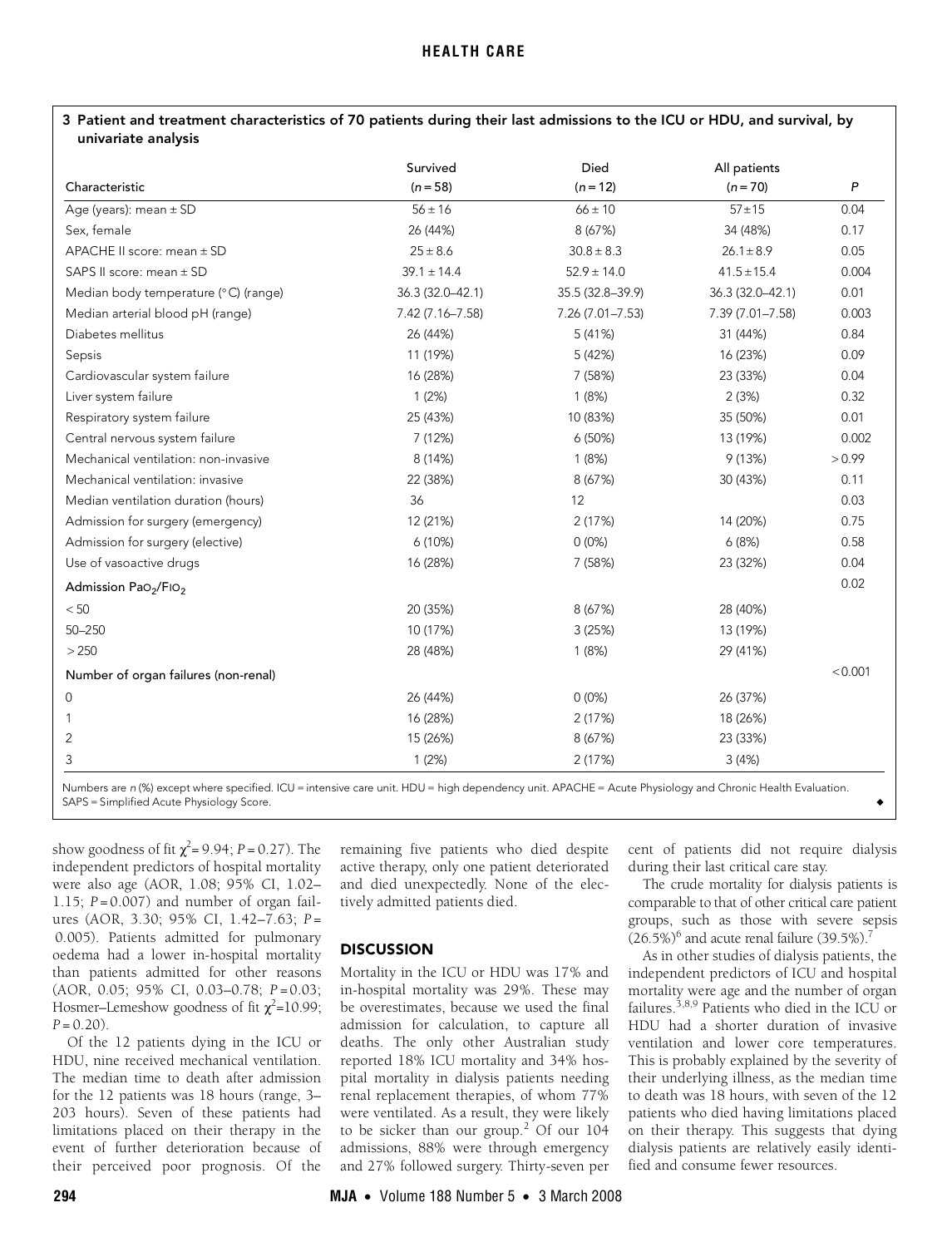**3 Patient and treatment characteristics of 70 patients during their last admissions to the ICU or HDU, and survival, by univariate analysis**

| Characteristic | Survived ($n = 58$) | Died ($n = 12$) | All patients ($n = 70$) | $P$ |
|---|---|---|---|---|
| Age (years): mean ± SD | 56 ± 16 | 66 ± 10 | 57 ± 15 | 0.04 |
| Sex, female | 26 (44%) | 8 (67%) | 34 (48%) | 0.17 |
| APACHE II score: mean ± SD | 25 ± 8.6 | 30.8 ± 8.3 | 26.1 ± 8.9 | 0.05 |
| SAPS II score: mean ± SD | 39.1 ± 14.4 | 52.9 ± 14.0 | 41.5 ± 15.4 | 0.004 |
| Median body temperature (°C) (range) | 36.3 (32.0–42.1) | 35.5 (32.8–39.9) | 36.3 (32.0–42.1) | 0.01 |
| Median arterial blood pH (range) | 7.42 (7.16–7.58) | 7.26 (7.01–7.53) | 7.39 (7.01–7.58) | 0.003 |
| Diabetes mellitus | 26 (44%) | 5 (41%) | 31 (44%) | 0.84 |
| Sepsis | 11 (19%) | 5 (42%) | 16 (23%) | 0.09 |
| Cardiovascular system failure | 16 (28%) | 7 (58%) | 23 (33%) | 0.04 |
| Liver system failure | 1 (2%) | 1 (8%) | 2 (3%) | 0.32 |
| Respiratory system failure | 25 (43%) | 10 (83%) | 35 (50%) | 0.01 |
| Central nervous system failure | 7 (12%) | 6 (50%) | 13 (19%) | 0.002 |
| Mechanical ventilation: non-invasive | 8 (14%) | 1 (8%) | 9 (13%) | > 0.99 |
| Mechanical ventilation: invasive | 22 (38%) | 8 (67%) | 30 (43%) | 0.11 |
| Median ventilation duration (hours) | 36 | 12 | | 0.03 |
| Admission for surgery (emergency) | 12 (21%) | 2 (17%) | 14 (20%) | 0.75 |
| Admission for surgery (elective) | 6 (10%) | 0 (0%) | 6 (8%) | 0.58 |
| Use of vasoactive drugs | 16 (28%) | 7 (58%) | 23 (32%) | 0.04 |
| Admission $PaO_2/FiO_2$ | | | | 0.02 |
| < 50 | 20 (35%) | 8 (67%) | 28 (40%) | |
| 50–250 | 10 (17%) | 3 (25%) | 13 (19%) | |
| > 250 | 28 (48%) | 1 (8%) | 29 (41%) | |
| Number of organ failures (non-renal) | | | | < 0.001 |
| 0 | 26 (44%) | 0 (0%) | 26 (37%) | |
| 1 | 16 (28%) | 2 (17%) | 18 (26%) | |
| 2 | 15 (26%) | 8 (67%) | 23 (33%) | |
| 3 | 1 (2%) | 2 (17%) | 3 (4%) | |

Numbers are $n$ (%) except where specified. ICU = intensive care unit. HDU = high dependency unit. APACHE = Acute Physiology and Chronic Health Evaluation. SAPS = Simplified Acute Physiology Score.

show goodness of fit $\chi^2 = 9.94$; $P = 0.27$). The independent predictors of hospital mortality were also age (AOR, 1.08; 95% CI, 1.02–1.15; $P = 0.007$) and number of organ failures (AOR, 3.30; 95% CI, 1.42–7.63; $P = 0.005$). Patients admitted for pulmonary oedema had a lower in-hospital mortality than patients admitted for other reasons (AOR, 0.05; 95% CI, 0.03–0.78; $P = 0.03$; Hosmer–Lemeshow goodness of fit $\chi^2 = 10.99$; $P = 0.20$).

Of the 12 patients dying in the ICU or HDU, nine received mechanical ventilation. The median time to death after admission for the 12 patients was 18 hours (range, 3–203 hours). Seven of these patients had limitations placed on their therapy in the event of further deterioration because of their perceived poor prognosis. Of the remaining five patients who died despite active therapy, only one patient deteriorated and died unexpectedly. None of the electively admitted patients died.

## DISCUSSION

Mortality in the ICU or HDU was 17% and in-hospital mortality was 29%. These may be overestimates, because we used the final admission for calculation, to capture all deaths. The only other Australian study reported 18% ICU mortality and 34% hospital mortality in dialysis patients needing renal replacement therapies, of whom 77% were ventilated. As a result, they were likely to be sicker than our group.[2] Of our 104 admissions, 88% were through emergency and 27% followed surgery. Thirty-seven per cent of patients did not require dialysis during their last critical care stay.

The crude mortality for dialysis patients is comparable to that of other critical care patient groups, such as those with severe sepsis (26.5%)[6] and acute renal failure (39.5%).[7]

As in other studies of dialysis patients, the independent predictors of ICU and hospital mortality were age and the number of organ failures.[3,8,9] Patients who died in the ICU or HDU had a shorter duration of invasive ventilation and lower core temperatures. This is probably explained by the severity of their underlying illness, as the median time to death was 18 hours, with seven of the 12 patients who died having limitations placed on their therapy. This suggests that dying dialysis patients are relatively easily identified and consume fewer resources.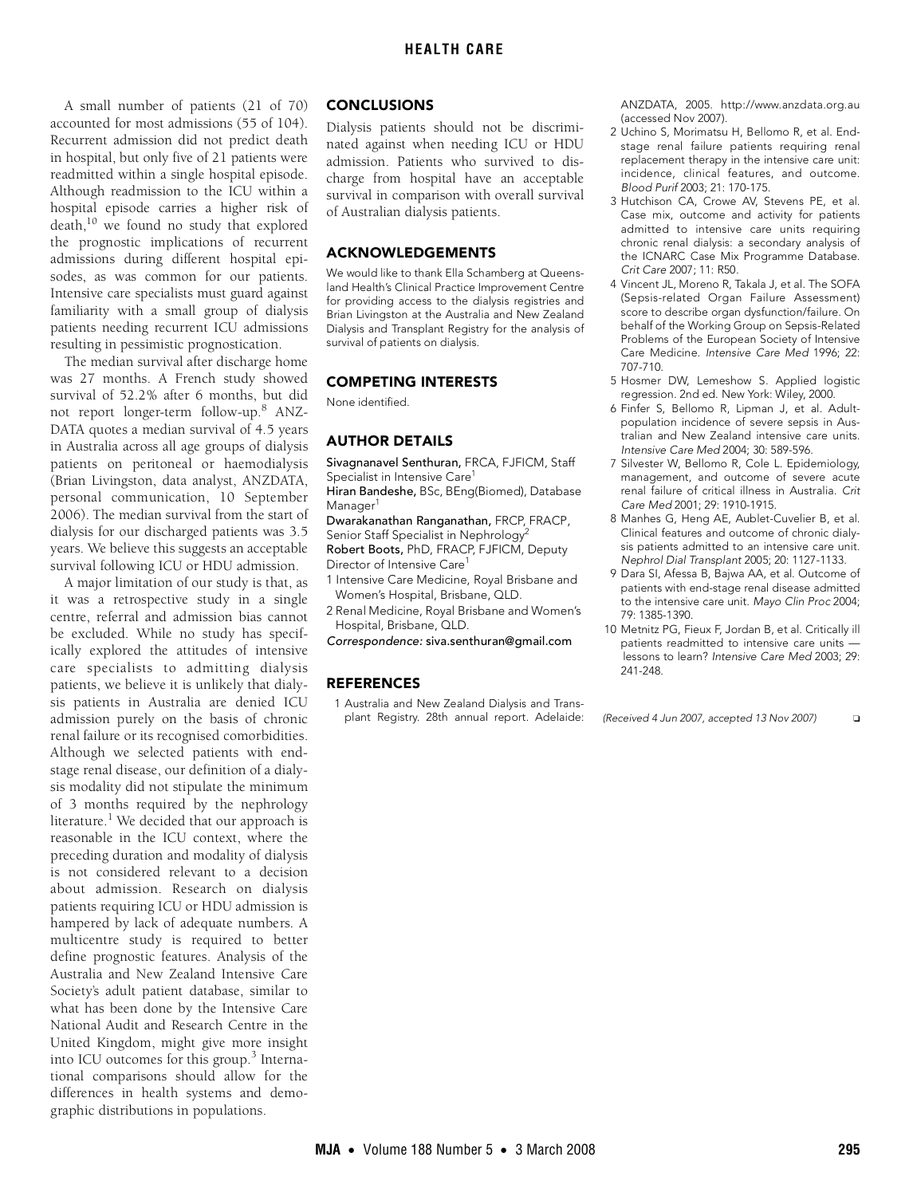A small number of patients (21 of 70) accounted for most admissions (55 of 104). Recurrent admission did not predict death in hospital, but only five of 21 patients were readmitted within a single hospital episode. Although readmission to the ICU within a hospital episode carries a higher risk of death,[10] we found no study that explored the prognostic implications of recurrent admissions during different hospital episodes, as was common for our patients. Intensive care specialists must guard against familiarity with a small group of dialysis patients needing recurrent ICU admissions resulting in pessimistic prognostication.

The median survival after discharge home was 27 months. A French study showed survival of 52.2% after 6 months, but did not report longer-term follow-up.[8] ANZDATA quotes a median survival of 4.5 years in Australia across all age groups of dialysis patients on peritoneal or haemodialysis (Brian Livingston, data analyst, ANZDATA, personal communication, 10 September 2006). The median survival from the start of dialysis for our discharged patients was 3.5 years. We believe this suggests an acceptable survival following ICU or HDU admission.

A major limitation of our study is that, as it was a retrospective study in a single centre, referral and admission bias cannot be excluded. While no study has specifically explored the attitudes of intensive care specialists to admitting dialysis patients, we believe it is unlikely that dialysis patients in Australia are denied ICU admission purely on the basis of chronic renal failure or its recognised comorbidities. Although we selected patients with end-stage renal disease, our definition of a dialysis modality did not stipulate the minimum of 3 months required by the nephrology literature.[1] We decided that our approach is reasonable in the ICU context, where the preceding duration and modality of dialysis is not considered relevant to a decision about admission. Research on dialysis patients requiring ICU or HDU admission is hampered by lack of adequate numbers. A multicentre study is required to better define prognostic features. Analysis of the Australia and New Zealand Intensive Care Society's adult patient database, similar to what has been done by the Intensive Care National Audit and Research Centre in the United Kingdom, might give more insight into ICU outcomes for this group.[3] International comparisons should allow for the differences in health systems and demographic distributions in populations.

## CONCLUSIONS

Dialysis patients should not be discriminated against when needing ICU or HDU admission. Patients who survived to discharge from hospital have an acceptable survival in comparison with overall survival of Australian dialysis patients.

## ACKNOWLEDGEMENTS

We would like to thank Ella Schamberg at Queensland Health's Clinical Practice Improvement Centre for providing access to the dialysis registries and Brian Livingston at the Australia and New Zealand Dialysis and Transplant Registry for the analysis of survival of patients on dialysis.

## COMPETING INTERESTS

None identified.

## AUTHOR DETAILS

**Sivagnanavel Senthuran,** FRCA, FJFICM, Staff Specialist in Intensive Care[1]
**Hiran Bandeshe,** BSc, BEng(Biomed), Database Manager[1]
**Dwarakanathan Ranganathan,** FRCP, FRACP, Senior Staff Specialist in Nephrology[2]
**Robert Boots,** PhD, FRACP, FJFICM, Deputy Director of Intensive Care[1]

1 Intensive Care Medicine, Royal Brisbane and Women's Hospital, Brisbane, QLD.
2 Renal Medicine, Royal Brisbane and Women's Hospital, Brisbane, QLD.

*Correspondence:* siva.senthuran@gmail.com

## REFERENCES

1 Australia and New Zealand Dialysis and Transplant Registry. 28th annual report. Adelaide: ANZDATA, 2005. http://www.anzdata.org.au (accessed Nov 2007).
2 Uchino S, Morimatsu H, Bellomo R, et al. End-stage renal failure patients requiring renal replacement therapy in the intensive care unit: incidence, clinical features, and outcome. *Blood Purif* 2003; 21: 170-175.
3 Hutchison CA, Crowe AV, Stevens PE, et al. Case mix, outcome and activity for patients admitted to intensive care units requiring chronic renal dialysis: a secondary analysis of the ICNARC Case Mix Programme Database. *Crit Care* 2007; 11: R50.
4 Vincent JL, Moreno R, Takala J, et al. The SOFA (Sepsis-related Organ Failure Assessment) score to describe organ dysfunction/failure. On behalf of the Working Group on Sepsis-Related Problems of the European Society of Intensive Care Medicine. *Intensive Care Med* 1996; 22: 707-710.
5 Hosmer DW, Lemeshow S. Applied logistic regression. 2nd ed. New York: Wiley, 2000.
6 Finfer S, Bellomo R, Lipman J, et al. Adult-population incidence of severe sepsis in Australian and New Zealand intensive care units. *Intensive Care Med* 2004; 30: 589-596.
7 Silvester W, Bellomo R, Cole L. Epidemiology, management, and outcome of severe acute renal failure of critical illness in Australia. *Crit Care Med* 2001; 29: 1910-1915.
8 Manhes G, Heng AE, Aublet-Cuvelier B, et al. Clinical features and outcome of chronic dialysis patients admitted to an intensive care unit. *Nephrol Dial Transplant* 2005; 20: 1127-1133.
9 Dara SI, Afessa B, Bajwa AA, et al. Outcome of patients with end-stage renal disease admitted to the intensive care unit. *Mayo Clin Proc* 2004; 79: 1385-1390.
10 Metnitz PG, Fieux F, Jordan B, et al. Critically ill patients readmitted to intensive care units — lessons to learn? *Intensive Care Med* 2003; 29: 241-248.

*(Received 4 Jun 2007, accepted 13 Nov 2007)*